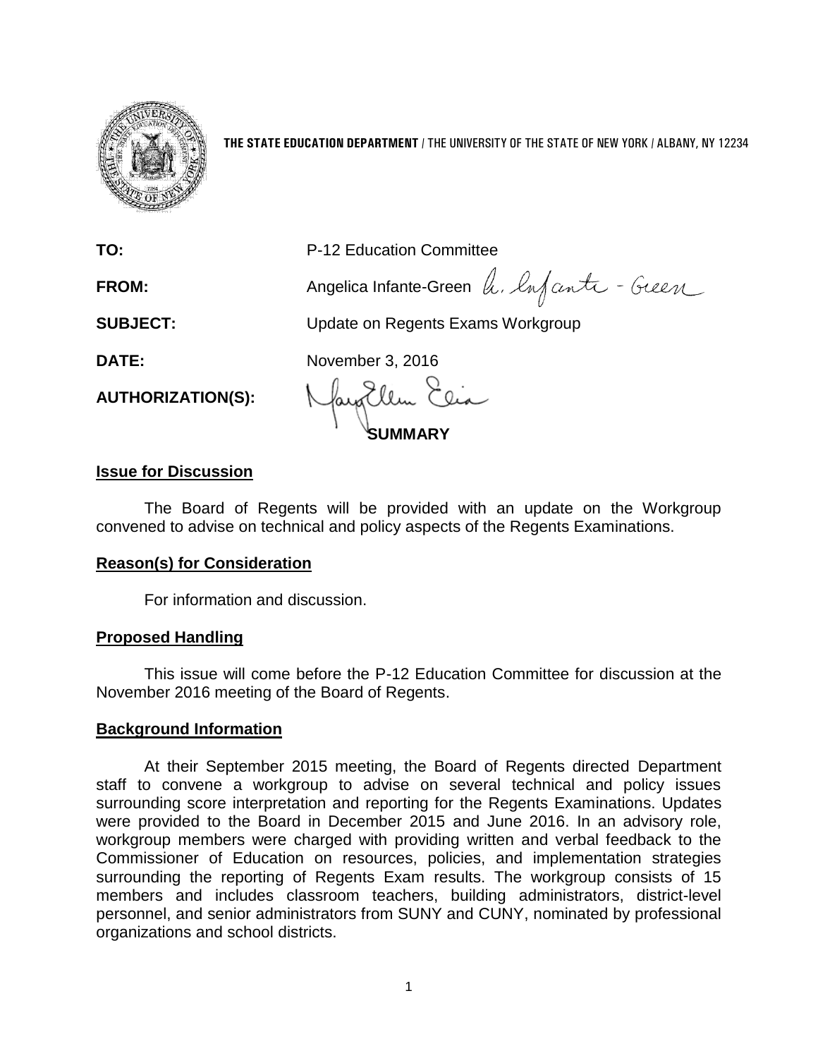**THE STATE EDUCATION DEPARTMENT** / THE UNIVERSITY OF THE STATE OF NEW YORK / ALBANY, NY 12234

**TO:** P-12 Education Committee

**FROM:** Angelica Infante-Green

**SUBJECT:** Update on Regents Exams Workgroup

**DATE:** November 3, 2016

**AUTHORIZATION(S):**

## SUMMARY

### Issue for Discussion

The Board of Regents will be provided with an update on the Workgroup convened to advise on technical and policy aspects of the Regents Examinations.

### Reason(s) for Consideration

For information and discussion.

### Proposed Handling

This issue will come before the P-12 Education Committee for discussion at the November 2016 meeting of the Board of Regents.

### Background Information

At their September 2015 meeting, the Board of Regents directed Department staff to convene a workgroup to advise on several technical and policy issues surrounding score interpretation and reporting for the Regents Examinations. Updates were provided to the Board in December 2015 and June 2016. In an advisory role, workgroup members were charged with providing written and verbal feedback to the Commissioner of Education on resources, policies, and implementation strategies surrounding the reporting of Regents Exam results. The workgroup consists of 15 members and includes classroom teachers, building administrators, district-level personnel, and senior administrators from SUNY and CUNY, nominated by professional organizations and school districts.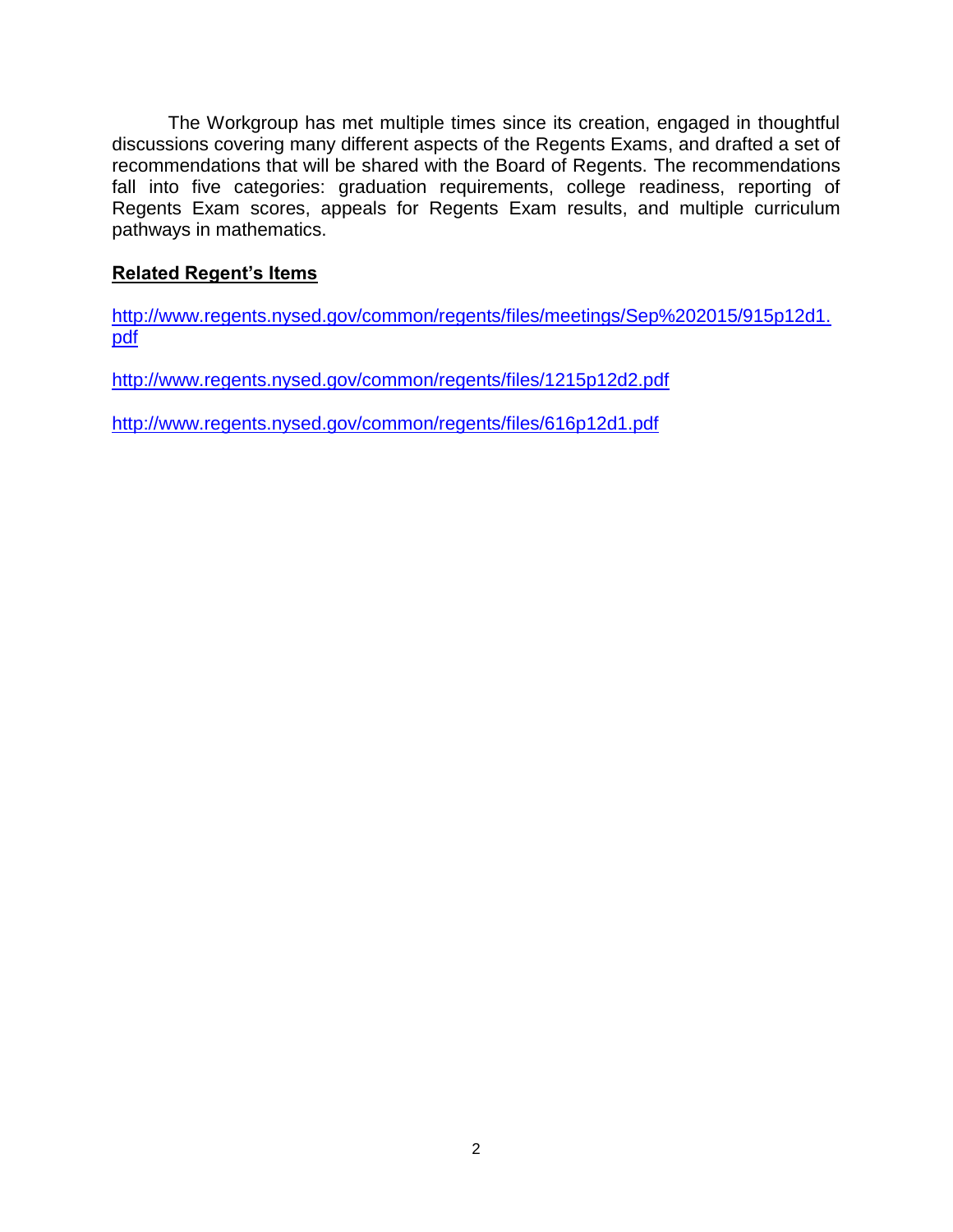The Workgroup has met multiple times since its creation, engaged in thoughtful discussions covering many different aspects of the Regents Exams, and drafted a set of recommendations that will be shared with the Board of Regents. The recommendations fall into five categories: graduation requirements, college readiness, reporting of Regents Exam scores, appeals for Regents Exam results, and multiple curriculum pathways in mathematics.

**Related Regent's Items**

http://www.regents.nysed.gov/common/regents/files/meetings/Sep%202015/915p12d1.pdf

http://www.regents.nysed.gov/common/regents/files/1215p12d2.pdf

http://www.regents.nysed.gov/common/regents/files/616p12d1.pdf